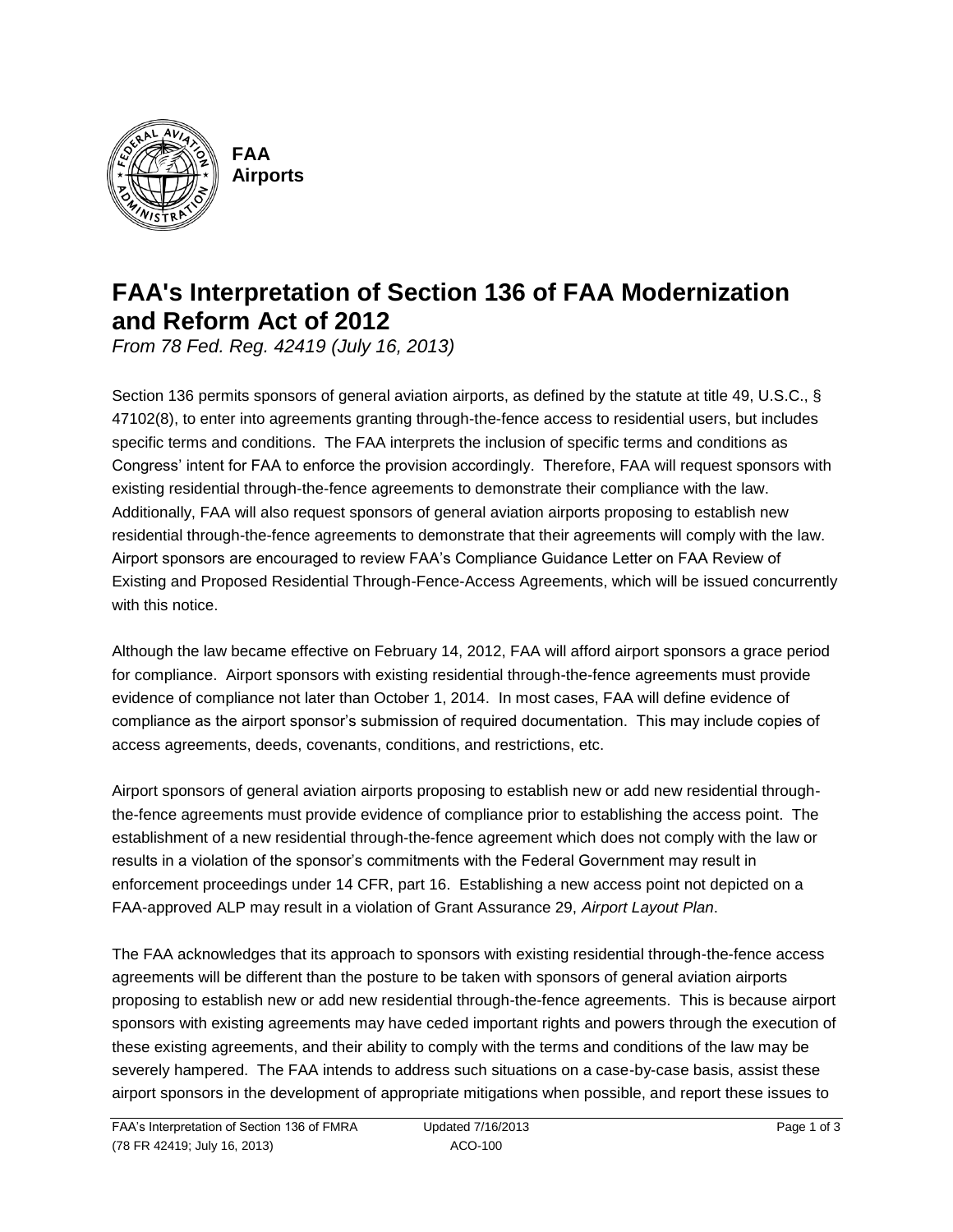**FAA Airports**

# FAA's Interpretation of Section 136 of FAA Modernization and Reform Act of 2012

*From 78 Fed. Reg. 42419 (July 16, 2013)*

Section 136 permits sponsors of general aviation airports, as defined by the statute at title 49, U.S.C., § 47102(8), to enter into agreements granting through-the-fence access to residential users, but includes specific terms and conditions. The FAA interprets the inclusion of specific terms and conditions as Congress' intent for FAA to enforce the provision accordingly. Therefore, FAA will request sponsors with existing residential through-the-fence agreements to demonstrate their compliance with the law. Additionally, FAA will also request sponsors of general aviation airports proposing to establish new residential through-the-fence agreements to demonstrate that their agreements will comply with the law. Airport sponsors are encouraged to review FAA's Compliance Guidance Letter on FAA Review of Existing and Proposed Residential Through-Fence-Access Agreements, which will be issued concurrently with this notice.

Although the law became effective on February 14, 2012, FAA will afford airport sponsors a grace period for compliance. Airport sponsors with existing residential through-the-fence agreements must provide evidence of compliance not later than October 1, 2014. In most cases, FAA will define evidence of compliance as the airport sponsor's submission of required documentation. This may include copies of access agreements, deeds, covenants, conditions, and restrictions, etc.

Airport sponsors of general aviation airports proposing to establish new or add new residential through-the-fence agreements must provide evidence of compliance prior to establishing the access point. The establishment of a new residential through-the-fence agreement which does not comply with the law or results in a violation of the sponsor's commitments with the Federal Government may result in enforcement proceedings under 14 CFR, part 16. Establishing a new access point not depicted on a FAA-approved ALP may result in a violation of Grant Assurance 29, *Airport Layout Plan*.

The FAA acknowledges that its approach to sponsors with existing residential through-the-fence access agreements will be different than the posture to be taken with sponsors of general aviation airports proposing to establish new or add new residential through-the-fence agreements. This is because airport sponsors with existing agreements may have ceded important rights and powers through the execution of these existing agreements, and their ability to comply with the terms and conditions of the law may be severely hampered. The FAA intends to address such situations on a case-by-case basis, assist these airport sponsors in the development of appropriate mitigations when possible, and report these issues to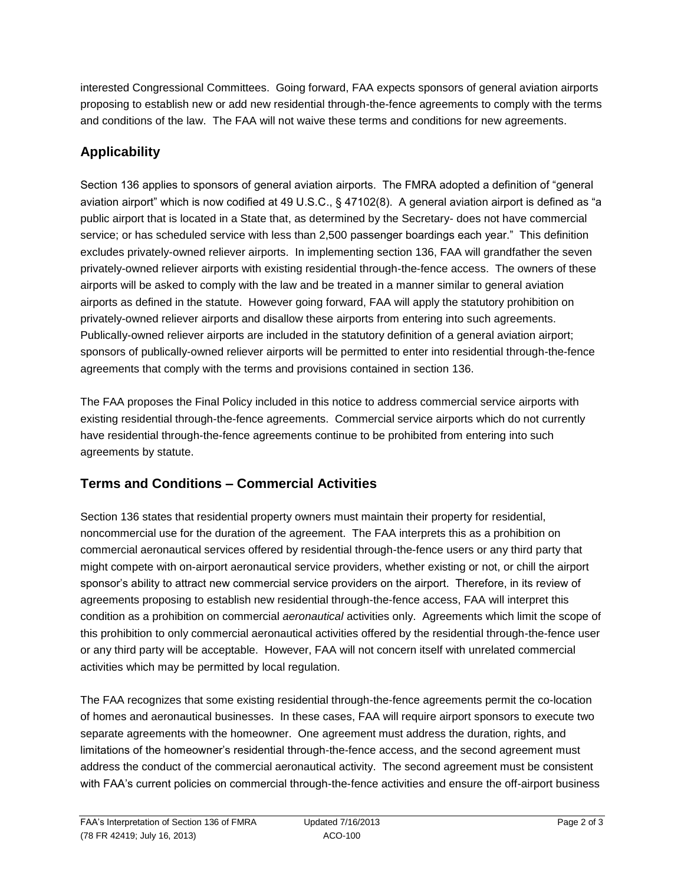interested Congressional Committees. Going forward, FAA expects sponsors of general aviation airports proposing to establish new or add new residential through-the-fence agreements to comply with the terms and conditions of the law. The FAA will not waive these terms and conditions for new agreements.

## Applicability

Section 136 applies to sponsors of general aviation airports. The FMRA adopted a definition of "general aviation airport" which is now codified at 49 U.S.C., § 47102(8). A general aviation airport is defined as "a public airport that is located in a State that, as determined by the Secretary- does not have commercial service; or has scheduled service with less than 2,500 passenger boardings each year." This definition excludes privately-owned reliever airports. In implementing section 136, FAA will grandfather the seven privately-owned reliever airports with existing residential through-the-fence access. The owners of these airports will be asked to comply with the law and be treated in a manner similar to general aviation airports as defined in the statute. However going forward, FAA will apply the statutory prohibition on privately-owned reliever airports and disallow these airports from entering into such agreements. Publically-owned reliever airports are included in the statutory definition of a general aviation airport; sponsors of publically-owned reliever airports will be permitted to enter into residential through-the-fence agreements that comply with the terms and provisions contained in section 136.

The FAA proposes the Final Policy included in this notice to address commercial service airports with existing residential through-the-fence agreements. Commercial service airports which do not currently have residential through-the-fence agreements continue to be prohibited from entering into such agreements by statute.

## Terms and Conditions – Commercial Activities

Section 136 states that residential property owners must maintain their property for residential, noncommercial use for the duration of the agreement. The FAA interprets this as a prohibition on commercial aeronautical services offered by residential through-the-fence users or any third party that might compete with on-airport aeronautical service providers, whether existing or not, or chill the airport sponsor's ability to attract new commercial service providers on the airport. Therefore, in its review of agreements proposing to establish new residential through-the-fence access, FAA will interpret this condition as a prohibition on commercial *aeronautical* activities only. Agreements which limit the scope of this prohibition to only commercial aeronautical activities offered by the residential through-the-fence user or any third party will be acceptable. However, FAA will not concern itself with unrelated commercial activities which may be permitted by local regulation.

The FAA recognizes that some existing residential through-the-fence agreements permit the co-location of homes and aeronautical businesses. In these cases, FAA will require airport sponsors to execute two separate agreements with the homeowner. One agreement must address the duration, rights, and limitations of the homeowner's residential through-the-fence access, and the second agreement must address the conduct of the commercial aeronautical activity. The second agreement must be consistent with FAA's current policies on commercial through-the-fence activities and ensure the off-airport business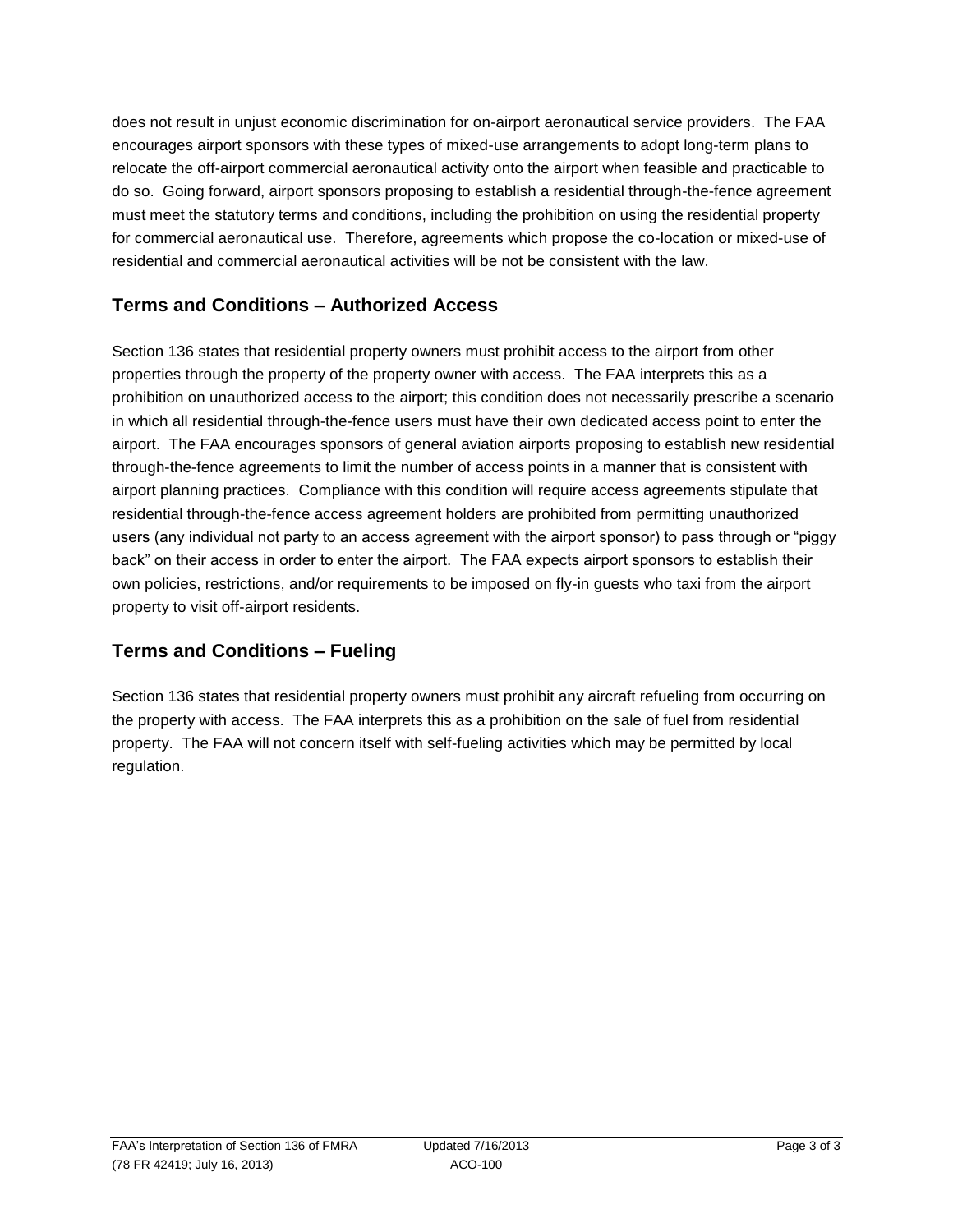does not result in unjust economic discrimination for on-airport aeronautical service providers. The FAA encourages airport sponsors with these types of mixed-use arrangements to adopt long-term plans to relocate the off-airport commercial aeronautical activity onto the airport when feasible and practicable to do so. Going forward, airport sponsors proposing to establish a residential through-the-fence agreement must meet the statutory terms and conditions, including the prohibition on using the residential property for commercial aeronautical use. Therefore, agreements which propose the co-location or mixed-use of residential and commercial aeronautical activities will be not be consistent with the law.

## Terms and Conditions – Authorized Access

Section 136 states that residential property owners must prohibit access to the airport from other properties through the property of the property owner with access. The FAA interprets this as a prohibition on unauthorized access to the airport; this condition does not necessarily prescribe a scenario in which all residential through-the-fence users must have their own dedicated access point to enter the airport. The FAA encourages sponsors of general aviation airports proposing to establish new residential through-the-fence agreements to limit the number of access points in a manner that is consistent with airport planning practices. Compliance with this condition will require access agreements stipulate that residential through-the-fence access agreement holders are prohibited from permitting unauthorized users (any individual not party to an access agreement with the airport sponsor) to pass through or "piggy back" on their access in order to enter the airport. The FAA expects airport sponsors to establish their own policies, restrictions, and/or requirements to be imposed on fly-in guests who taxi from the airport property to visit off-airport residents.

## Terms and Conditions – Fueling

Section 136 states that residential property owners must prohibit any aircraft refueling from occurring on the property with access. The FAA interprets this as a prohibition on the sale of fuel from residential property. The FAA will not concern itself with self-fueling activities which may be permitted by local regulation.